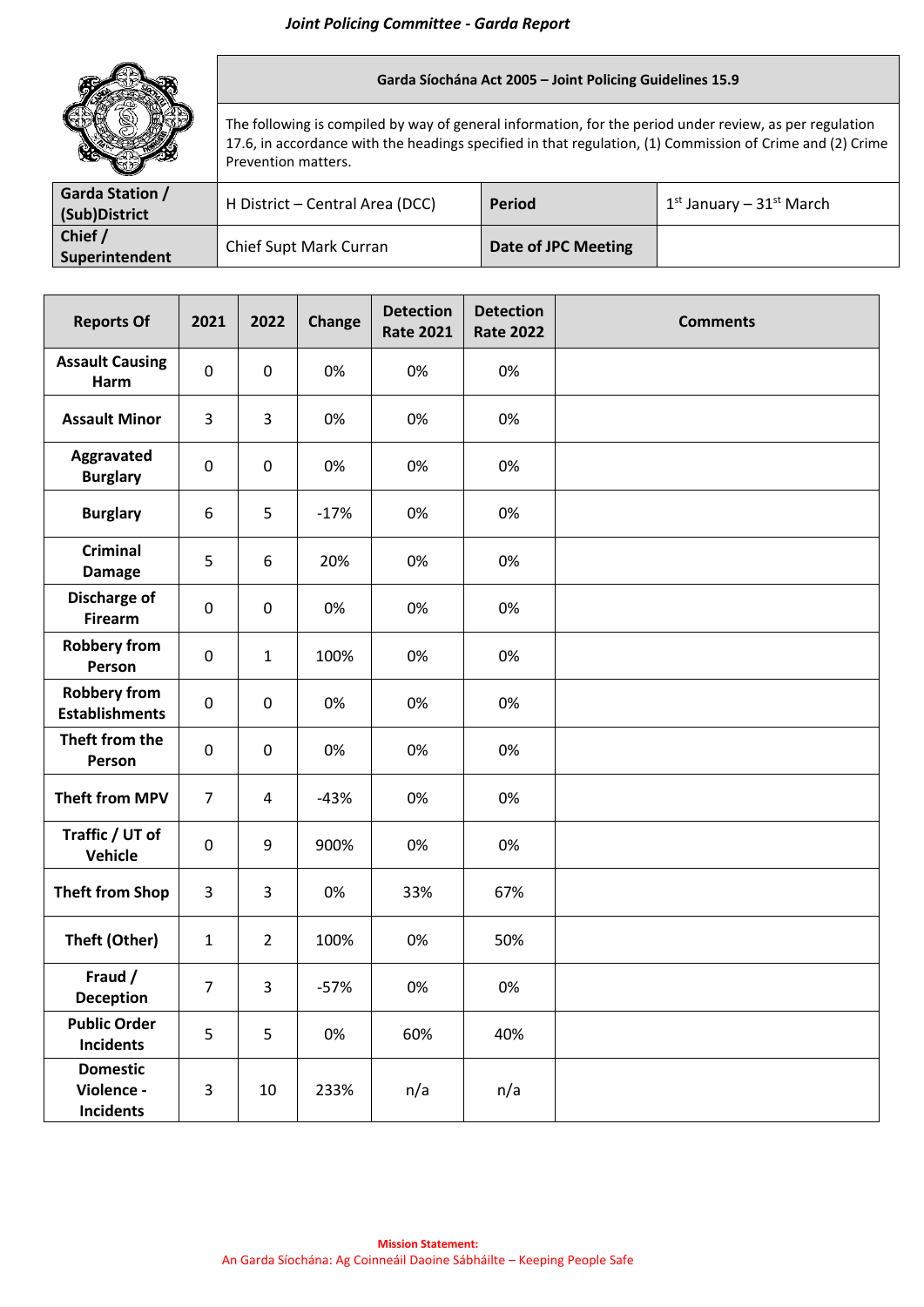*Joint Policing Committee - Garda Report*

| | Garda Síochána Act 2005 – Joint Policing Guidelines 15.9 | | |
|---|---|---|---|
| | The following is compiled by way of general information, for the period under review, as per regulation 17.6, in accordance with the headings specified in that regulation, (1) Commission of Crime and (2) Crime Prevention matters. | | |
| **Garda Station / (Sub)District** | H District – Central Area (DCC) | **Period** | 1st January – 31st March |
| **Chief / Superintendent** | Chief Supt Mark Curran | **Date of JPC Meeting** | |

| Reports Of | 2021 | 2022 | Change | Detection Rate 2021 | Detection Rate 2022 | Comments |
|---|---|---|---|---|---|---|
| **Assault Causing Harm** | 0 | 0 | 0% | 0% | 0% | |
| **Assault Minor** | 3 | 3 | 0% | 0% | 0% | |
| **Aggravated Burglary** | 0 | 0 | 0% | 0% | 0% | |
| **Burglary** | 6 | 5 | -17% | 0% | 0% | |
| **Criminal Damage** | 5 | 6 | 20% | 0% | 0% | |
| **Discharge of Firearm** | 0 | 0 | 0% | 0% | 0% | |
| **Robbery from Person** | 0 | 1 | 100% | 0% | 0% | |
| **Robbery from Establishments** | 0 | 0 | 0% | 0% | 0% | |
| **Theft from the Person** | 0 | 0 | 0% | 0% | 0% | |
| **Theft from MPV** | 7 | 4 | -43% | 0% | 0% | |
| **Traffic / UT of Vehicle** | 0 | 9 | 900% | 0% | 0% | |
| **Theft from Shop** | 3 | 3 | 0% | 33% | 67% | |
| **Theft (Other)** | 1 | 2 | 100% | 0% | 50% | |
| **Fraud / Deception** | 7 | 3 | -57% | 0% | 0% | |
| **Public Order Incidents** | 5 | 5 | 0% | 60% | 40% | |
| **Domestic Violence - Incidents** | 3 | 10 | 233% | n/a | n/a | |

**Mission Statement:**
An Garda Síochána: Ag Coinneáil Daoine Sábháilte – Keeping People Safe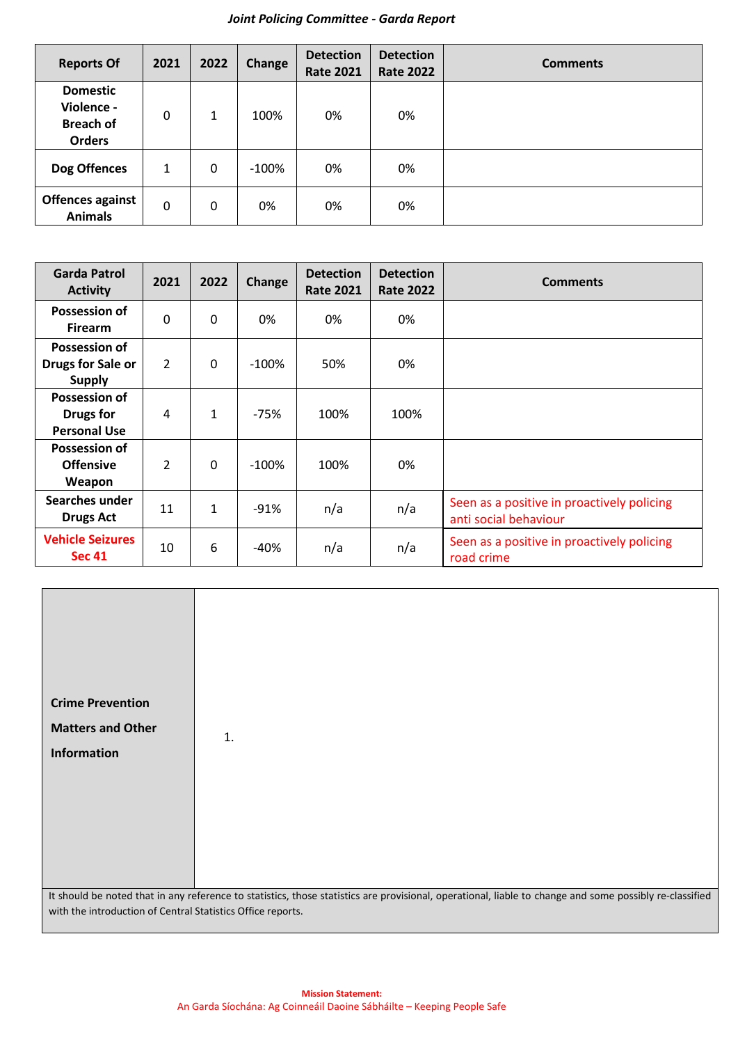*Joint Policing Committee - Garda Report*

| Reports Of | 2021 | 2022 | Change | Detection Rate 2021 | Detection Rate 2022 | Comments |
|---|---|---|---|---|---|---|
| Domestic Violence - Breach of Orders | 0 | 1 | 100% | 0% | 0% | |
| Dog Offences | 1 | 0 | -100% | 0% | 0% | |
| Offences against Animals | 0 | 0 | 0% | 0% | 0% | |

| Garda Patrol Activity | 2021 | 2022 | Change | Detection Rate 2021 | Detection Rate 2022 | Comments |
|---|---|---|---|---|---|---|
| Possession of Firearm | 0 | 0 | 0% | 0% | 0% | |
| Possession of Drugs for Sale or Supply | 2 | 0 | -100% | 50% | 0% | |
| Possession of Drugs for Personal Use | 4 | 1 | -75% | 100% | 100% | |
| Possession of Offensive Weapon | 2 | 0 | -100% | 100% | 0% | |
| Searches under Drugs Act | 11 | 1 | -91% | n/a | n/a | Seen as a positive in proactively policing anti social behaviour |
| Vehicle Seizures Sec 41 | 10 | 6 | -40% | n/a | n/a | Seen as a positive in proactively policing road crime |

| Crime Prevention Matters and Other Information | 1. |
|---|---|

It should be noted that in any reference to statistics, those statistics are provisional, operational, liable to change and some possibly re-classified with the introduction of Central Statistics Office reports.

**Mission Statement:**
An Garda Síochána: Ag Coinneáil Daoine Sábháilte – Keeping People Safe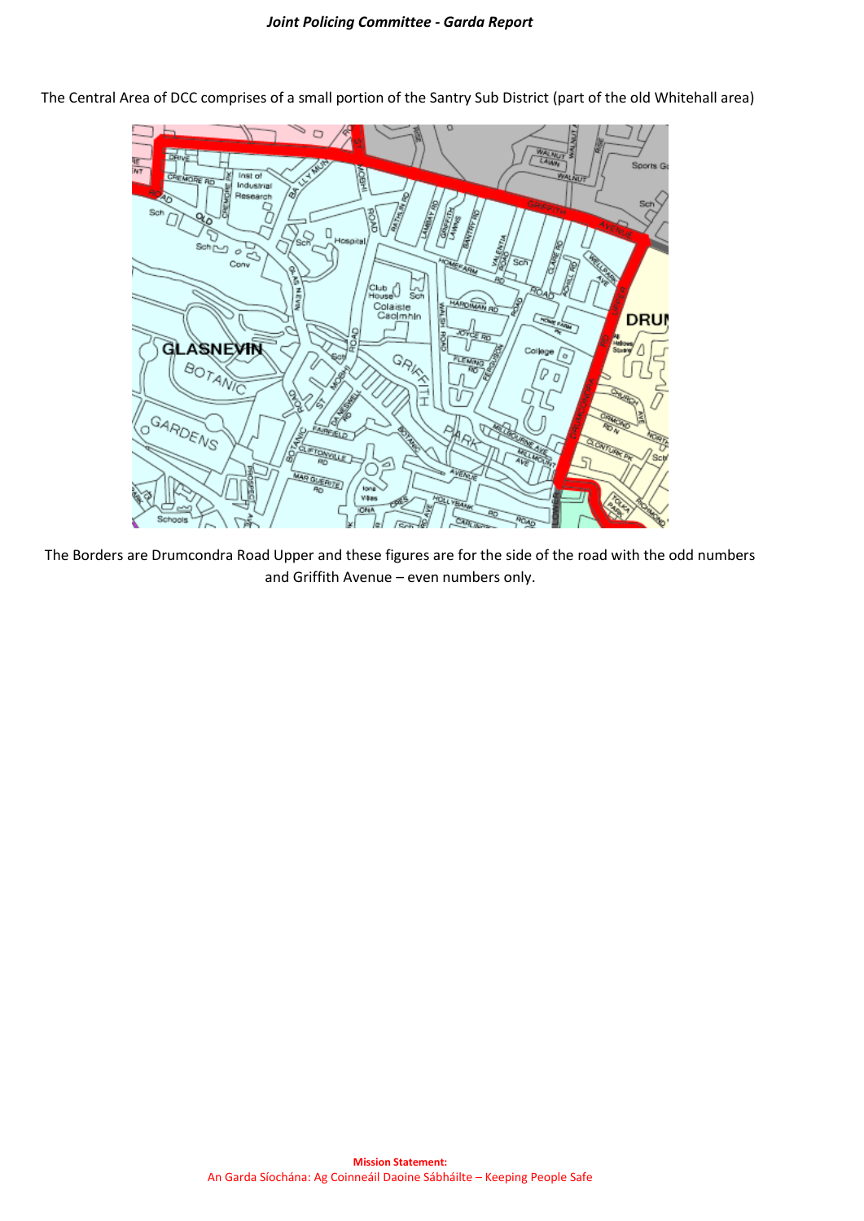The Central Area of DCC comprises of a small portion of the Santry Sub District (part of the old Whitehall area)

The Borders are Drumcondra Road Upper and these figures are for the side of the road with the odd numbers and Griffith Avenue – even numbers only.

**Mission Statement:**
An Garda Síochána: Ag Coinneáil Daoine Sábháilte – Keeping People Safe